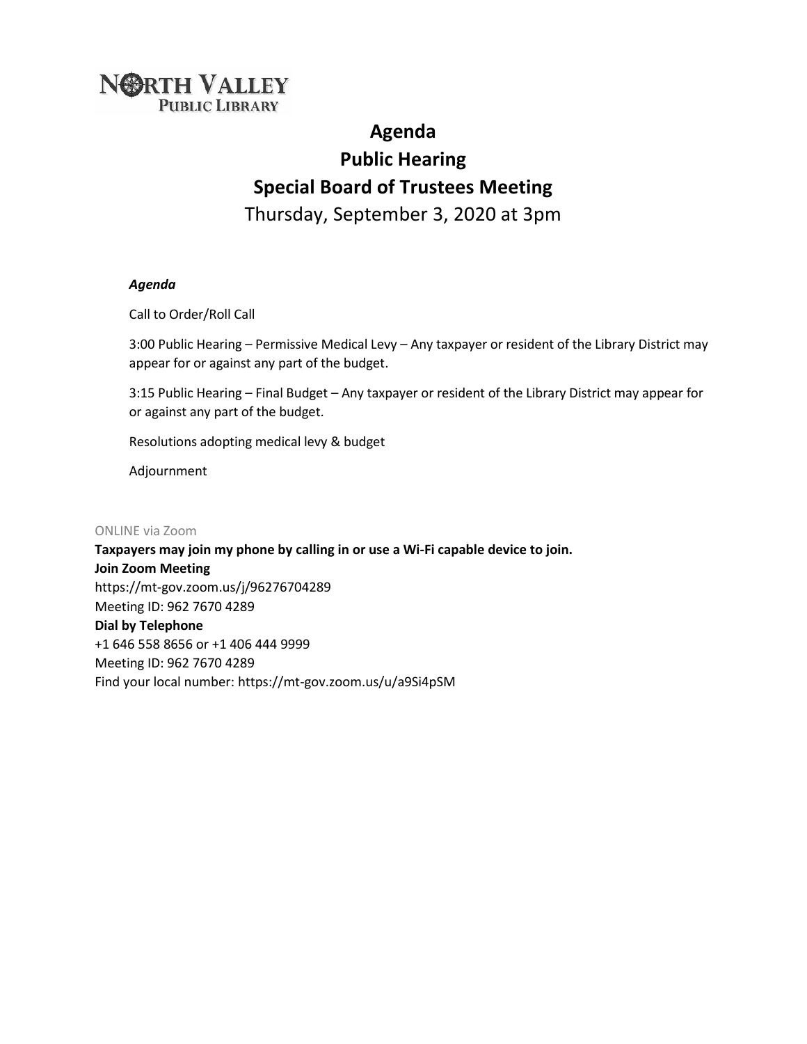NORTH VALLEY
PUBLIC LIBRARY

# Agenda

# Public Hearing

# Special Board of Trustees Meeting

Thursday, September 3, 2020 at 3pm

***Agenda***

Call to Order/Roll Call

3:00 Public Hearing – Permissive Medical Levy – Any taxpayer or resident of the Library District may appear for or against any part of the budget.

3:15 Public Hearing – Final Budget – Any taxpayer or resident of the Library District may appear for or against any part of the budget.

Resolutions adopting medical levy & budget

Adjournment

ONLINE via Zoom

**Taxpayers may join my phone by calling in or use a Wi-Fi capable device to join.**

**Join Zoom Meeting**

https://mt-gov.zoom.us/j/96276704289

Meeting ID: 962 7670 4289

**Dial by Telephone**

+1 646 558 8656 or +1 406 444 9999

Meeting ID: 962 7670 4289

Find your local number: https://mt-gov.zoom.us/u/a9Si4pSM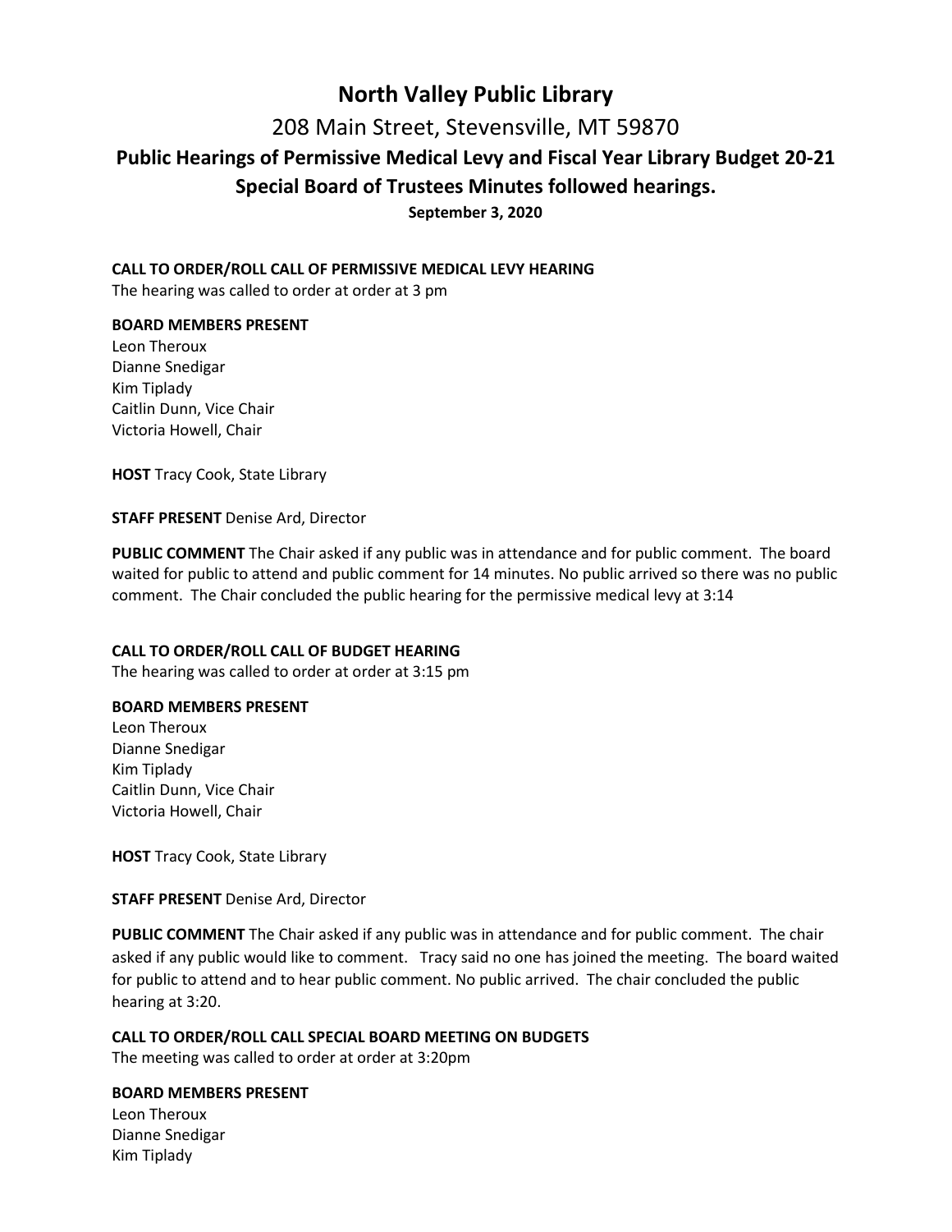# North Valley Public Library

## 208 Main Street, Stevensville, MT 59870

## Public Hearings of Permissive Medical Levy and Fiscal Year Library Budget 20-21

## Special Board of Trustees Minutes followed hearings.

**September 3, 2020**

**CALL TO ORDER/ROLL CALL OF PERMISSIVE MEDICAL LEVY HEARING**
The hearing was called to order at order at 3 pm

**BOARD MEMBERS PRESENT**
Leon Theroux
Dianne Snedigar
Kim Tiplady
Caitlin Dunn, Vice Chair
Victoria Howell, Chair

**HOST** Tracy Cook, State Library

**STAFF PRESENT** Denise Ard, Director

**PUBLIC COMMENT** The Chair asked if any public was in attendance and for public comment. The board waited for public to attend and public comment for 14 minutes. No public arrived so there was no public comment. The Chair concluded the public hearing for the permissive medical levy at 3:14

**CALL TO ORDER/ROLL CALL OF BUDGET HEARING**
The hearing was called to order at order at 3:15 pm

**BOARD MEMBERS PRESENT**
Leon Theroux
Dianne Snedigar
Kim Tiplady
Caitlin Dunn, Vice Chair
Victoria Howell, Chair

**HOST** Tracy Cook, State Library

**STAFF PRESENT** Denise Ard, Director

**PUBLIC COMMENT** The Chair asked if any public was in attendance and for public comment. The chair asked if any public would like to comment. Tracy said no one has joined the meeting. The board waited for public to attend and to hear public comment. No public arrived. The chair concluded the public hearing at 3:20.

**CALL TO ORDER/ROLL CALL SPECIAL BOARD MEETING ON BUDGETS**
The meeting was called to order at order at 3:20pm

**BOARD MEMBERS PRESENT**
Leon Theroux
Dianne Snedigar
Kim Tiplady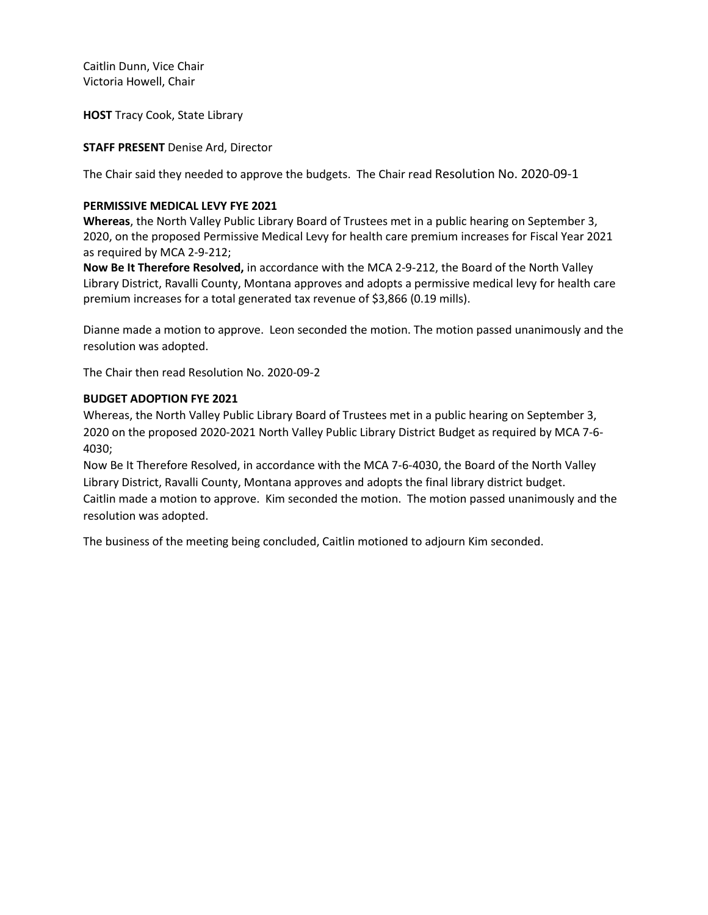Caitlin Dunn, Vice Chair
Victoria Howell, Chair

**HOST** Tracy Cook, State Library

**STAFF PRESENT** Denise Ard, Director

The Chair said they needed to approve the budgets. The Chair read Resolution No. 2020-09-1

**PERMISSIVE MEDICAL LEVY FYE 2021**

**Whereas**, the North Valley Public Library Board of Trustees met in a public hearing on September 3, 2020, on the proposed Permissive Medical Levy for health care premium increases for Fiscal Year 2021 as required by MCA 2-9-212;

**Now Be It Therefore Resolved,** in accordance with the MCA 2-9-212, the Board of the North Valley Library District, Ravalli County, Montana approves and adopts a permissive medical levy for health care premium increases for a total generated tax revenue of $3,866 (0.19 mills).

Dianne made a motion to approve. Leon seconded the motion. The motion passed unanimously and the resolution was adopted.

The Chair then read Resolution No. 2020-09-2

**BUDGET ADOPTION FYE 2021**

Whereas, the North Valley Public Library Board of Trustees met in a public hearing on September 3, 2020 on the proposed 2020-2021 North Valley Public Library District Budget as required by MCA 7-6-4030;

Now Be It Therefore Resolved, in accordance with the MCA 7-6-4030, the Board of the North Valley Library District, Ravalli County, Montana approves and adopts the final library district budget.

Caitlin made a motion to approve. Kim seconded the motion. The motion passed unanimously and the resolution was adopted.

The business of the meeting being concluded, Caitlin motioned to adjourn Kim seconded.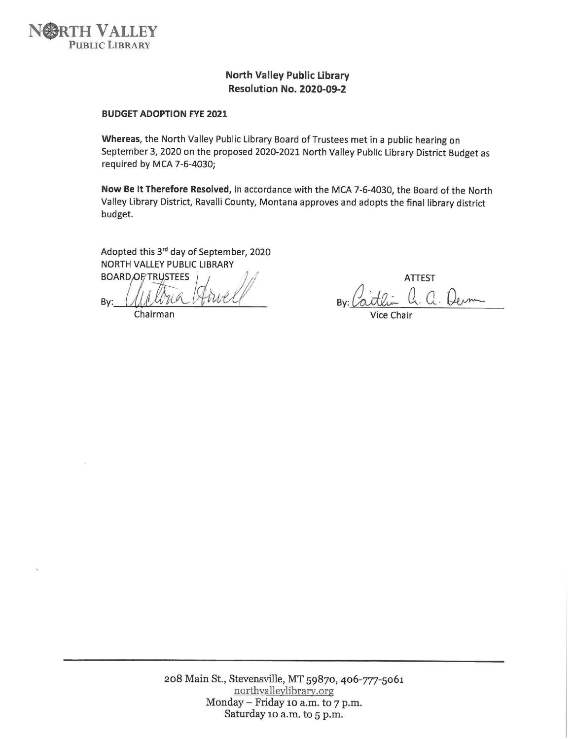NORTH VALLEY PUBLIC LIBRARY

**North Valley Public Library**
**Resolution No. 2020-09-2**

**BUDGET ADOPTION FYE 2021**

**Whereas,** the North Valley Public Library Board of Trustees met in a public hearing on September 3, 2020 on the proposed 2020-2021 North Valley Public Library District Budget as required by MCA 7-6-4030;

**Now Be It Therefore Resolved,** in accordance with the MCA 7-6-4030, the Board of the North Valley Library District, Ravalli County, Montana approves and adopts the final library district budget.

Adopted this 3rd day of September, 2020
NORTH VALLEY PUBLIC LIBRARY
BOARD OF TRUSTEES

By: Victoria Howell
Chairman

ATTEST

By: Caitlin A. A. Dean
Vice Chair

208 Main St., Stevensville, MT 59870, 406-777-5061
northvalleylibrary.org
Monday – Friday 10 a.m. to 7 p.m.
Saturday 10 a.m. to 5 p.m.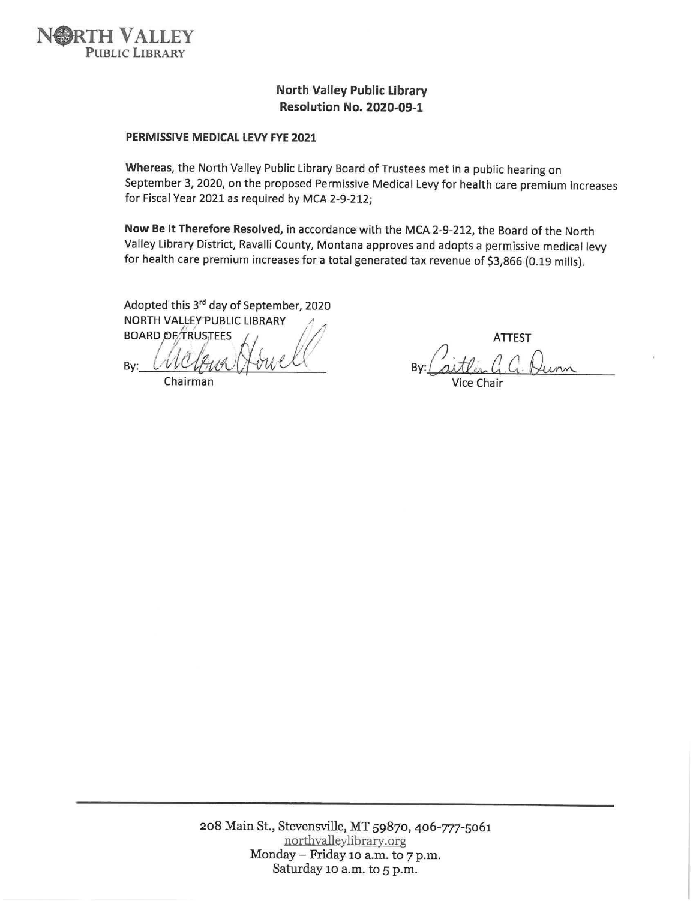# NORTH VALLEY PUBLIC LIBRARY

**North Valley Public Library**
**Resolution No. 2020-09-1**

**PERMISSIVE MEDICAL LEVY FYE 2021**

**Whereas**, the North Valley Public Library Board of Trustees met in a public hearing on September 3, 2020, on the proposed Permissive Medical Levy for health care premium increases for Fiscal Year 2021 as required by MCA 2-9-212;

**Now Be It Therefore Resolved,** in accordance with the MCA 2-9-212, the Board of the North Valley Library District, Ravalli County, Montana approves and adopts a permissive medical levy for health care premium increases for a total generated tax revenue of $3,866 (0.19 mills).

Adopted this 3rd day of September, 2020
NORTH VALLEY PUBLIC LIBRARY
BOARD OF TRUSTEES

By: Chelsea Howell
Chairman

ATTEST

By: Caitlin C. C. Dunn
Vice Chair

208 Main St., Stevensville, MT 59870, 406-777-5061
northvalleylibrary.org
Monday – Friday 10 a.m. to 7 p.m.
Saturday 10 a.m. to 5 p.m.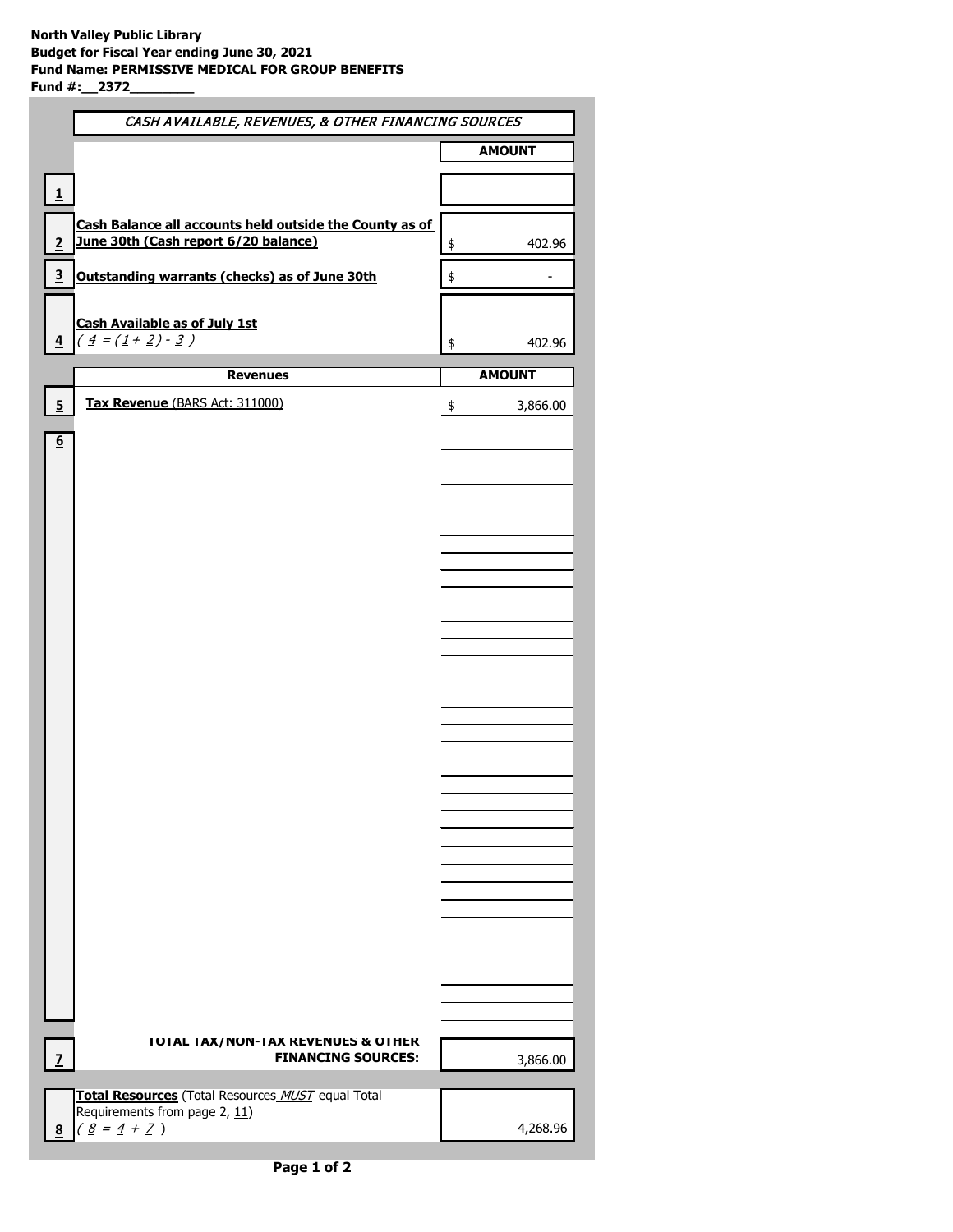**North Valley Public Library**
**Budget for Fiscal Year ending June 30, 2021**
**Fund Name: PERMISSIVE MEDICAL FOR GROUP BENEFITS**
**Fund #:__2372________**

| | *CASH AVAILABLE, REVENUES, & OTHER FINANCING SOURCES* | **AMOUNT** |
|---|---|---|
| 1 | | |
| 2 | **Cash Balance all accounts held outside the County as of June 30th (Cash report 6/20 balance)** | $ 402.96 |
| 3 | **Outstanding warrants (checks) as of June 30th** | $ - |
| 4 | **Cash Available as of July 1st** *( 4 = (1 + 2) - 3 )* | $ 402.96 |
| | **Revenues** | **AMOUNT** |
| 5 | **Tax Revenue** (BARS Act: 311000) | $ 3,866.00 |
| 6 | | |
| 7 | **TOTAL TAX/NON-TAX REVENUES & OTHER FINANCING SOURCES:** | 3,866.00 |
| 8 | **Total Resources** (Total Resources *MUST* equal Total Requirements from page 2, 11) *( 8 = 4 + 7 )* | 4,268.96 |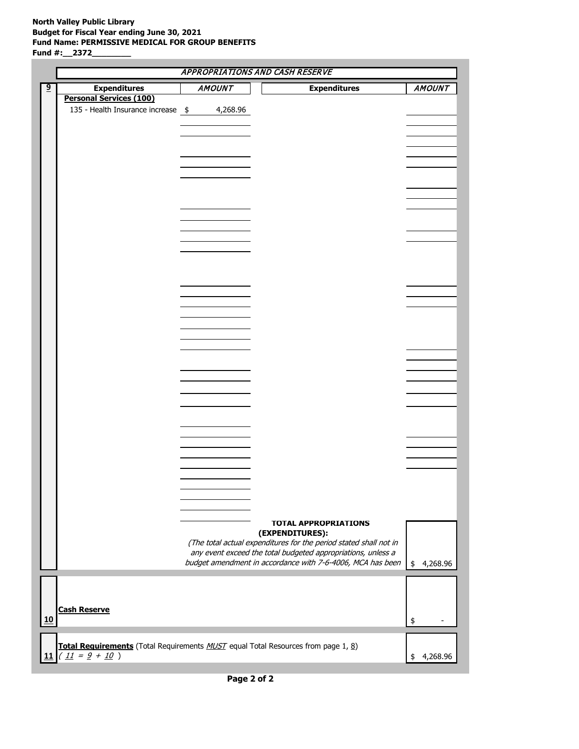**North Valley Public Library**
**Budget for Fiscal Year ending June 30, 2021**
**Fund Name: PERMISSIVE MEDICAL FOR GROUP BENEFITS**
**Fund #:__2372________**

## *APPROPRIATIONS AND CASH RESERVE*

| 9 | Expenditures | *AMOUNT* | Expenditures | *AMOUNT* |
|---|---|---|---|---|
| | **Personal Services (100)** | | | |
| | 135 - Health Insurance increase | $ 4,268.96 | | |
| | | | **TOTAL APPROPRIATIONS (EXPENDITURES):** *(The total actual expenditures for the period stated shall not in any event exceed the total budgeted appropriations, unless a budget amendment in accordance with 7-6-4006, MCA has been* | $ 4,268.96 |

| 10 | **Cash Reserve** | $ - |
|---|---|---|

| 11 | **Total Requirements** (Total Requirements *MUST* equal Total Resources from page 1, 8) *( 11 = 9 + 10 )* | $ 4,268.96 |
|---|---|---|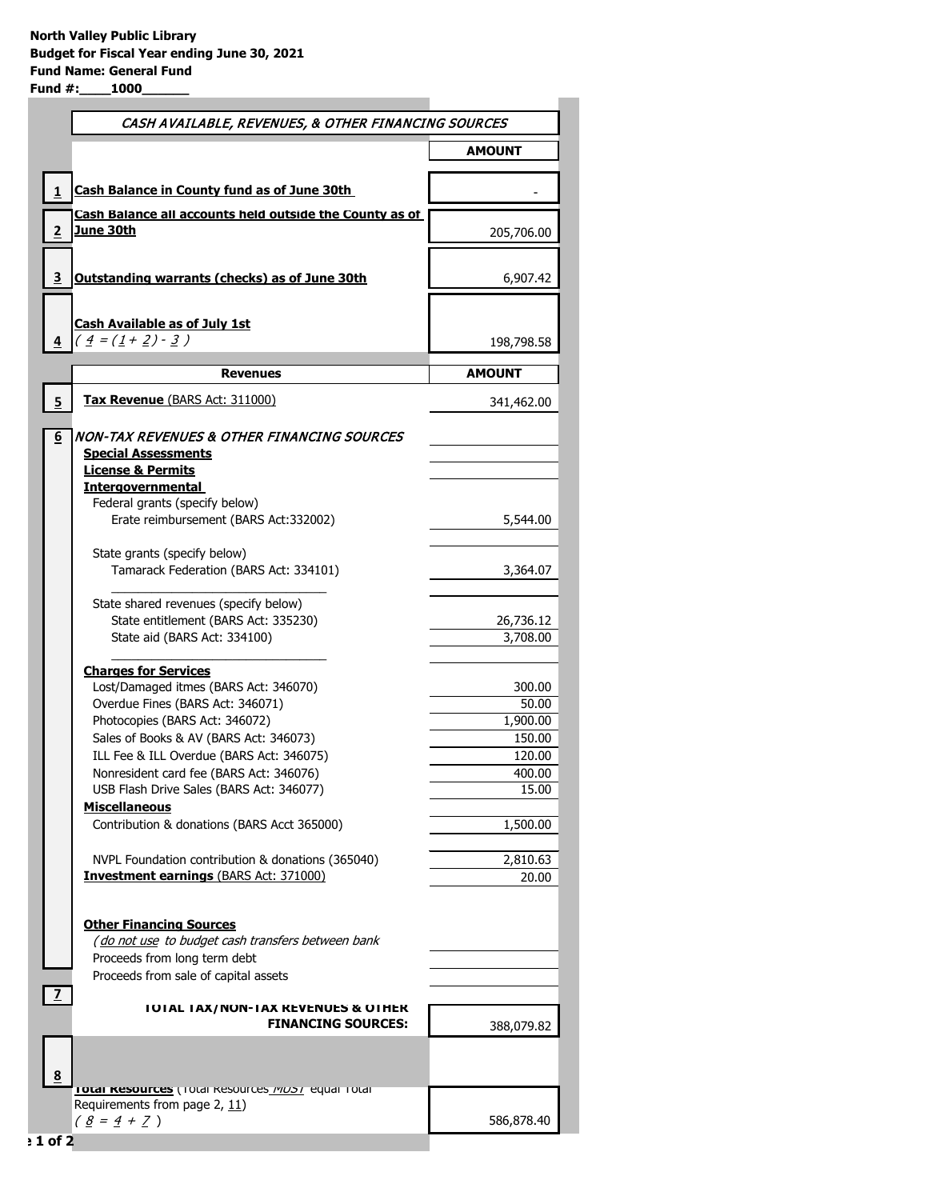**North Valley Public Library**
**Budget for Fiscal Year ending June 30, 2021**
**Fund Name: General Fund**
**Fund #:____1000______**

| | *CASH AVAILABLE, REVENUES, & OTHER FINANCING SOURCES* | |
|---|---|---|
| | | **AMOUNT** |
| **1** | **Cash Balance in County fund as of June 30th** | - |
| **2** | **Cash Balance all accounts held outside the County as of June 30th** | 205,706.00 |
| **3** | **Outstanding warrants (checks) as of June 30th** | 6,907.42 |
| **4** | **Cash Available as of July 1st** *( 4 = (1 + 2) - 3 )* | 198,798.58 |
| | **Revenues** | **AMOUNT** |
| **5** | **Tax Revenue** (BARS Act: 311000) | 341,462.00 |
| **6** | *NON-TAX REVENUES & OTHER FINANCING SOURCES* | |
| | **Special Assessments** | |
| | **License & Permits** | |
| | **Intergovernmental** | |
| | Federal grants (specify below) | |
| | Erate reimbursement (BARS Act:332002) | 5,544.00 |
| | State grants (specify below) | |
| | Tamarack Federation (BARS Act: 334101) | 3,364.07 |
| | State shared revenues (specify below) | |
| | State entitlement (BARS Act: 335230) | 26,736.12 |
| | State aid (BARS Act: 334100) | 3,708.00 |
| | **Charges for Services** | |
| | Lost/Damaged itmes (BARS Act: 346070) | 300.00 |
| | Overdue Fines (BARS Act: 346071) | 50.00 |
| | Photocopies (BARS Act: 346072) | 1,900.00 |
| | Sales of Books & AV (BARS Act: 346073) | 150.00 |
| | ILL Fee & ILL Overdue (BARS Act: 346075) | 120.00 |
| | Nonresident card fee (BARS Act: 346076) | 400.00 |
| | USB Flash Drive Sales (BARS Act: 346077) | 15.00 |
| | **Miscellaneous** | |
| | Contribution & donations (BARS Acct 365000) | 1,500.00 |
| | NVPL Foundation contribution & donations (365040) | 2,810.63 |
| | **Investment earnings** (BARS Act: 371000) | 20.00 |
| | **Other Financing Sources** | |
| | *(do not use to budget cash transfers between bank* | |
| | Proceeds from long term debt | |
| | Proceeds from sale of capital assets | |
| **7** | **TOTAL TAX/NON-TAX REVENUES & OTHER FINANCING SOURCES:** | 388,079.82 |
| **8** | **Total Resources** (Total Resources *MUST* equal Total Requirements from page 2, 11) *( 8 = 4 + 7 )* | 586,878.40 |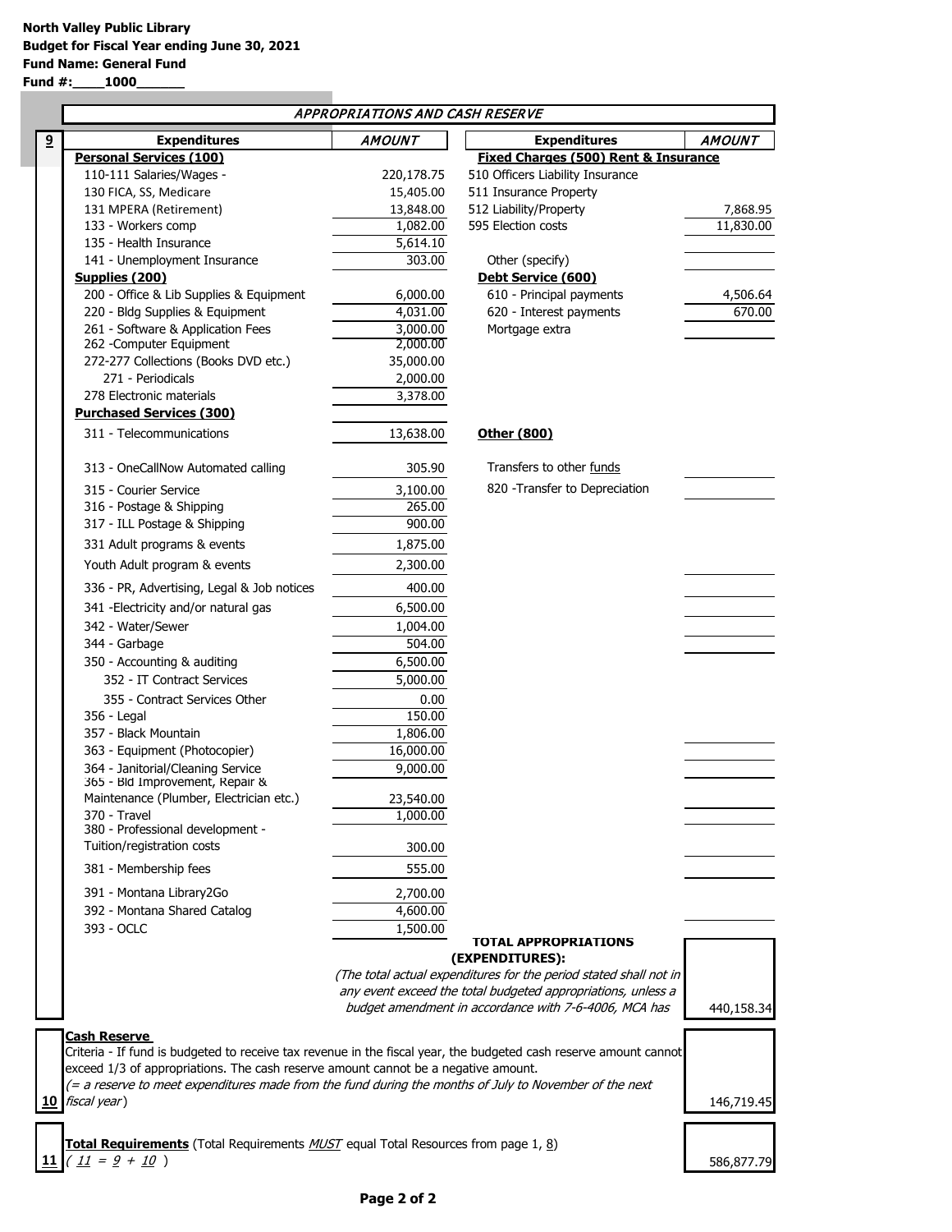**North Valley Public Library**
**Budget for Fiscal Year ending June 30, 2021**
**Fund Name: General Fund**
**Fund #: 1000**

## *APPROPRIATIONS AND CASH RESERVE*

**9**

| Expenditures | *AMOUNT* | Expenditures | *AMOUNT* |
|---|---|---|---|
| **Personal Services (100)** | | **Fixed Charges (500) Rent & Insurance** | |
| 110-111 Salaries/Wages - | 220,178.75 | 510 Officers Liability Insurance | |
| 130 FICA, SS, Medicare | 15,405.00 | 511 Insurance Property | |
| 131 MPERA (Retirement) | 13,848.00 | 512 Liability/Property | 7,868.95 |
| 133 - Workers comp | 1,082.00 | 595 Election costs | 11,830.00 |
| 135 - Health Insurance | 5,614.10 | | |
| 141 - Unemployment Insurance | 303.00 | Other (specify) | |
| **Supplies (200)** | | **Debt Service (600)** | |
| 200 - Office & Lib Supplies & Equipment | 6,000.00 | 610 - Principal payments | 4,506.64 |
| 220 - Bldg Supplies & Equipment | 4,031.00 | 620 - Interest payments | 670.00 |
| 261 - Software & Application Fees | 3,000.00 | Mortgage extra | |
| 262 -Computer Equipment | 2,000.00 | | |
| 272-277 Collections (Books DVD etc.) | 35,000.00 | | |
| 271 - Periodicals | 2,000.00 | | |
| 278 Electronic materials | 3,378.00 | | |
| **Purchased Services (300)** | | | |
| 311 - Telecommunications | 13,638.00 | **Other (800)** | |
| 313 - OneCallNow Automated calling | 305.90 | Transfers to other funds | |
| 315 - Courier Service | 3,100.00 | 820 -Transfer to Depreciation | |
| 316 - Postage & Shipping | 265.00 | | |
| 317 - ILL Postage & Shipping | 900.00 | | |
| 331 Adult programs & events | 1,875.00 | | |
| Youth Adult program & events | 2,300.00 | | |
| 336 - PR, Advertising, Legal & Job notices | 400.00 | | |
| 341 -Electricity and/or natural gas | 6,500.00 | | |
| 342 - Water/Sewer | 1,004.00 | | |
| 344 - Garbage | 504.00 | | |
| 350 - Accounting & auditing | 6,500.00 | | |
| 352 - IT Contract Services | 5,000.00 | | |
| 355 - Contract Services Other | 0.00 | | |
| 356 - Legal | 150.00 | | |
| 357 - Black Mountain | 1,806.00 | | |
| 363 - Equipment (Photocopier) | 16,000.00 | | |
| 364 - Janitorial/Cleaning Service | 9,000.00 | | |
| 365 - Bld Improvement, Repair & Maintenance (Plumber, Electrician etc.) | 23,540.00 | | |
| 370 - Travel | 1,000.00 | | |
| 380 - Professional development - Tuition/registration costs | 300.00 | | |
| 381 - Membership fees | 555.00 | | |
| 391 - Montana Library2Go | 2,700.00 | | |
| 392 - Montana Shared Catalog | 4,600.00 | | |
| 393 - OCLC | 1,500.00 | | |

**TOTAL APPROPRIATIONS (EXPENDITURES):** 440,158.34

*(The total actual expenditures for the period stated shall not in any event exceed the total budgeted appropriations, unless a budget amendment in accordance with 7-6-4006, MCA has*

**10** **Cash Reserve**

Criteria - If fund is budgeted to receive tax revenue in the fiscal year, the budgeted cash reserve amount cannot exceed 1/3 of appropriations. The cash reserve amount cannot be a negative amount.
*(= a reserve to meet expenditures made from the fund during the months of July to November of the next fiscal year)* — 146,719.45

**11** **Total Requirements** (Total Requirements *MUST* equal Total Resources from page 1, 8)
*( 11 = 9 + 10 )* — 586,877.79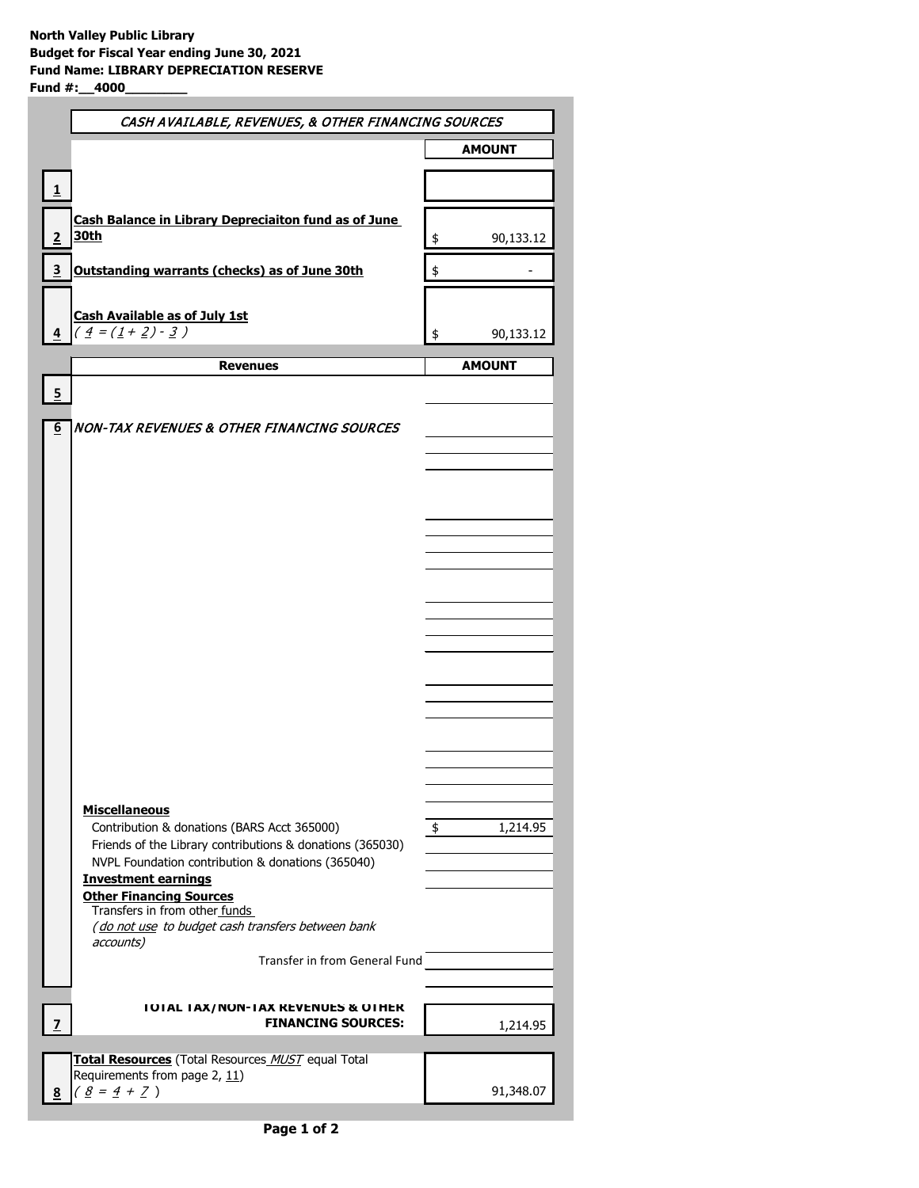**North Valley Public Library**
**Budget for Fiscal Year ending June 30, 2021**
**Fund Name: LIBRARY DEPRECIATION RESERVE**
**Fund #:__4000________**

| | *CASH AVAILABLE, REVENUES, & OTHER FINANCING SOURCES* | AMOUNT |
|---|---|---|
| 1 | | |
| 2 | **Cash Balance in Library Depreciaiton fund as of June 30th** | $ 90,133.12 |
| 3 | **Outstanding warrants (checks) as of June 30th** | $ - |
| 4 | **Cash Available as of July 1st** *( 4 = ( 1 + 2 ) - 3 )* | $ 90,133.12 |
| | **Revenues** | **AMOUNT** |
| 5 | | |
| 6 | *NON-TAX REVENUES & OTHER FINANCING SOURCES* | |
| | **Miscellaneous** | |
| | Contribution & donations (BARS Acct 365000) | $ 1,214.95 |
| | Friends of the Library contributions & donations (365030) | |
| | NVPL Foundation contribution & donations (365040) | |
| | **Investment earnings** | |
| | **Other Financing Sources** | |
| | Transfers in from other funds *(do not use to budget cash transfers between bank accounts)* | |
| | Transfer in from General Fund | |
| 7 | **TOTAL TAX/NON-TAX REVENUES & OTHER FINANCING SOURCES:** | 1,214.95 |
| 8 | **Total Resources** (Total Resources *MUST* equal Total Requirements from page 2, 11) *( 8 = 4 + 7 )* | 91,348.07 |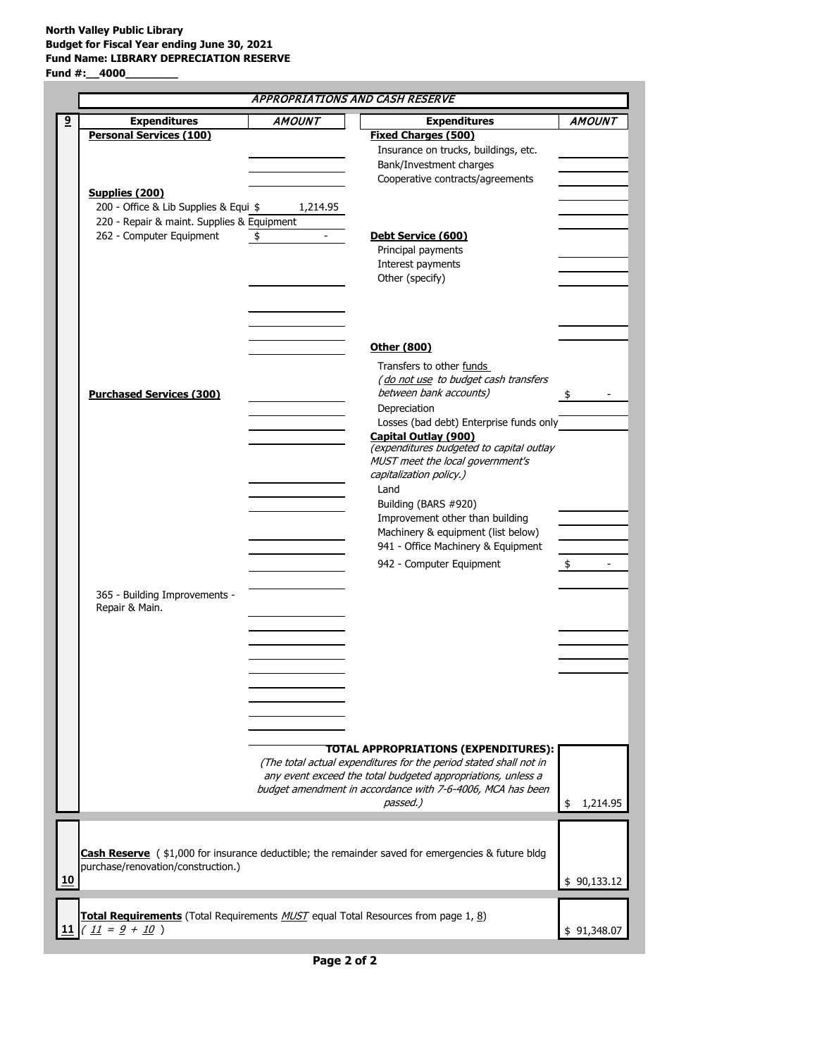**North Valley Public Library**
**Budget for Fiscal Year ending June 30, 2021**
**Fund Name: LIBRARY DEPRECIATION RESERVE**
**Fund #:__4000________**

*APPROPRIATIONS AND CASH RESERVE*

| 9 | Expenditures | AMOUNT | Expenditures | AMOUNT |
|---|---|---|---|---|
| | **Personal Services (100)** | | **Fixed Charges (500)** | |
| | | | Insurance on trucks, buildings, etc. | |
| | | | Bank/Investment charges | |
| | | | Cooperative contracts/agreements | |
| | **Supplies (200)** | | | |
| | 200 - Office & Lib Supplies & Equi | $ 1,214.95 | | |
| | 220 - Repair & maint. Supplies & Equipment | | | |
| | 262 - Computer Equipment | $ - | **Debt Service (600)** | |
| | | | Principal payments | |
| | | | Interest payments | |
| | | | Other (specify) | |
| | | | **Other (800)** | |
| | **Purchased Services (300)** | | Transfers to other funds (*do not use* to budget cash transfers between bank accounts) | $ - |
| | | | Depreciation | |
| | | | Losses (bad debt) Enterprise funds only | |
| | | | **Capital Outlay (900)** *(expenditures budgeted to capital outlay MUST meet the local government's capitalization policy.)* | |
| | | | Land | |
| | | | Building (BARS #920) | |
| | | | Improvement other than building | |
| | | | Machinery & equipment (list below) | |
| | | | 941 - Office Machinery & Equipment | |
| | | | 942 - Computer Equipment | $ - |
| | 365 - Building Improvements - Repair & Main. | | | |
| | | | **TOTAL APPROPRIATIONS (EXPENDITURES):** *(The total actual expenditures for the period stated shall not in any event exceed the total budgeted appropriations, unless a budget amendment in accordance with 7-6-4006, MCA has been passed.)* | $ 1,214.95 |

| 10 | **Cash Reserve** ( $1,000 for insurance deductible; the remainder saved for emergencies & future bldg purchase/renovation/construction.) | $ 90,133.12 |
|---|---|---|

| 11 | **Total Requirements** (Total Requirements *MUST* equal Total Resources from page 1, 8) ( 11 = 9 + 10 ) | $ 91,348.07 |
|---|---|---|